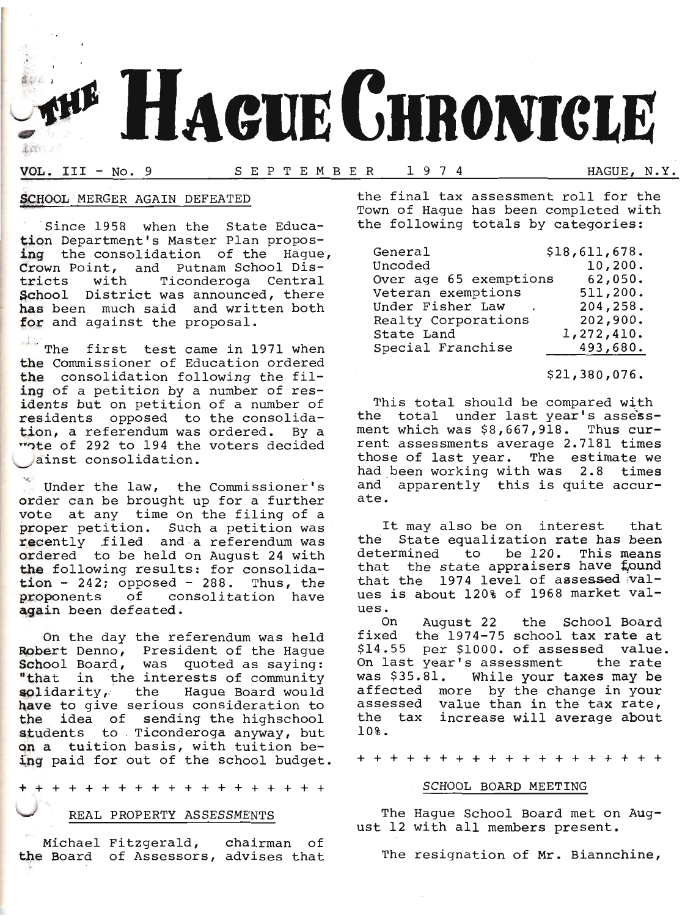# THE HAGUE CHRONICLE

VOL. III - No. 9 SEPTEMBER 1974 HAGUE, N.Y.

## SCHOOL MERGER AGAIN DEFEATED

Since 1958 when the State Education Department's Master Plan proposing the consolidation of the Hague, Crown Point, and Putnam School Districts with Ticonderoga Central School District was announced, there has been much said and written both for and against the proposal.

The first test came in 1971 when the Commissioner of Education ordered the consolidation following the filing of a petition by a number of residents but on petition of a number of residents opposed to the consolidation, a referendum was ordered. By a vote of 292 to 194 the voters decided against consolidation.

Under the law, the Commissioner's order can be brought up for a further vote at any time on the filing of a proper petition. Such a petition was recently filed and a referendum was ordered to be held on August 24 with the following results: for consolidation - 242; opposed - 288. Thus, the proponents of consolitation have again been defeated.

On the day the referendum was held Robert Denno, President of the Hague School Board, was quoted as saying: "that in the interests of community solidarity, the Hague Board would have to give serious consideration to the idea of sending the highschool students to Ticonderoga anyway, but on a tuition basis, with tuition being paid for out of the school budget.

+ + + + + + + + + + + + + + + + + + + +

## REAL PROPERTY ASSESSMENTS

Michael Fitzgerald, chairman of the Board of Assessors, advises that the final tax assessment roll for the Town of Hague has been completed with the following totals by categories:

| | |
|---|---|
| General | $18,611,678. |
| Uncoded | 10,200. |
| Over age 65 exemptions | 62,050. |
| Veteran exemptions | 511,200. |
| Under Fisher Law | 204,258. |
| Realty Corporations | 202,900. |
| State Land | 1,272,410. |
| Special Franchise | 493,680. |
| | $21,380,076. |

This total should be compared with the total under last year's assessment which was $8,667,918. Thus current assessments average 2.7181 times those of last year. The estimate we had been working with was 2.8 times and apparently this is quite accurate.

It may also be on interest that the State equalization rate has been determined to be 120. This means that the state appraisers have found that the 1974 level of assessed values is about 120% of 1968 market values.

On August 22 the School Board fixed the 1974-75 school tax rate at $14.55 per $1000. of assessed value. On last year's assessment the rate was $35.81. While your taxes may be affected more by the change in your assessed value than in the tax rate, the tax increase will average about 10%.

+ + + + + + + + + + + + + + + + + + + +

## SCHOOL BOARD MEETING

The Hague School Board met on August 12 with all members present.

The resignation of Mr. Biannchine,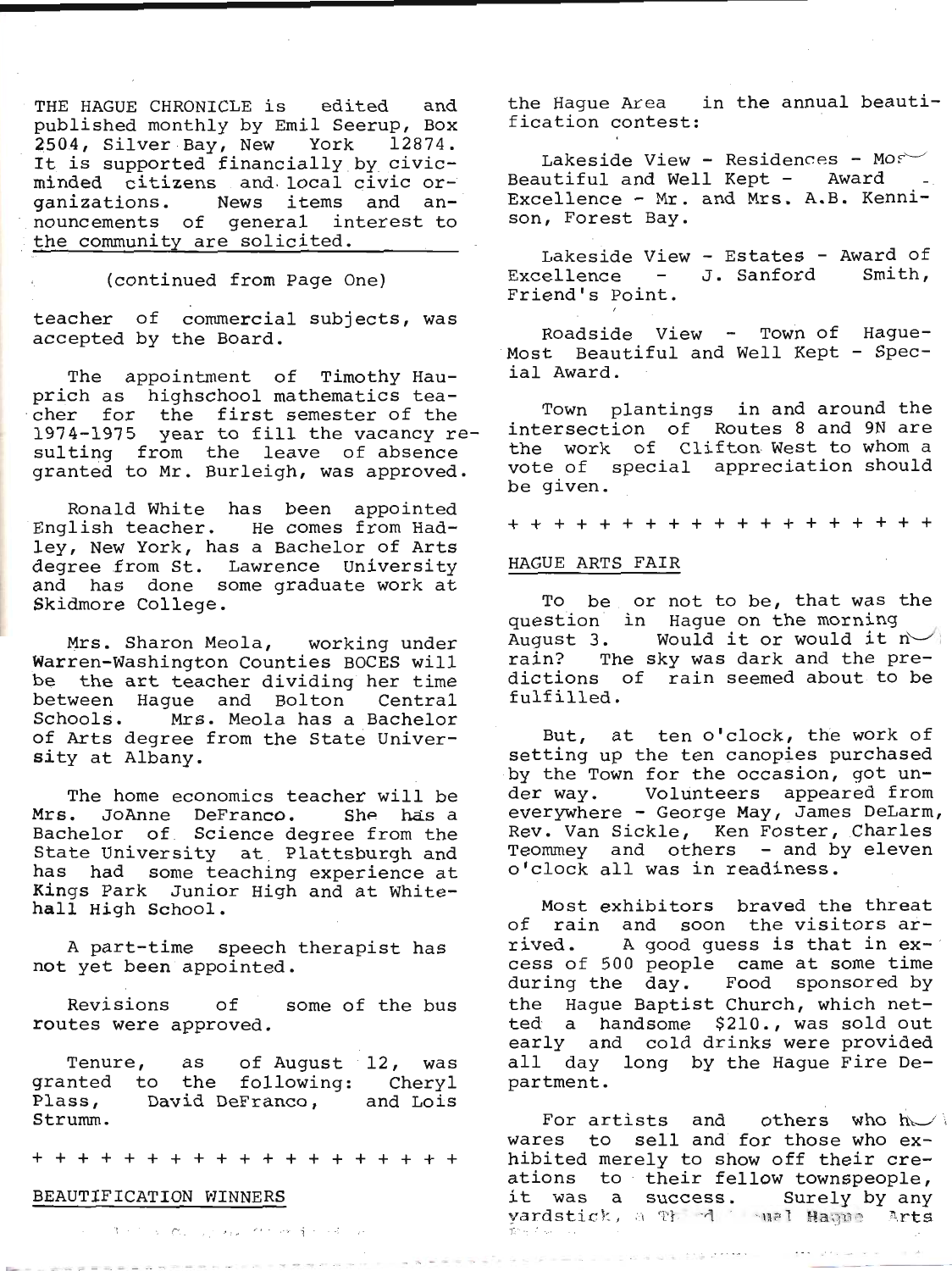THE HAGUE CHRONICLE is edited and published monthly by Emil Seerup, Box 2504, Silver Bay, New York 12874. It is supported financially by civic-minded citizens and local civic organizations. News items and announcements of general interest to the community are solicited.

(continued from Page One)

teacher of commercial subjects, was accepted by the Board.

The appointment of Timothy Hauprich as highschool mathematics teacher for the first semester of the 1974-1975 year to fill the vacancy resulting from the leave of absence granted to Mr. Burleigh, was approved.

Ronald White has been appointed English teacher. He comes from Hadley, New York, has a Bachelor of Arts degree from St. Lawrence University and has done some graduate work at Skidmore College.

Mrs. Sharon Meola, working under Warren-Washington Counties BOCES will be the art teacher dividing her time between Hague and Bolton Central Schools. Mrs. Meola has a Bachelor of Arts degree from the State University at Albany.

The home economics teacher will be Mrs. JoAnne DeFranco. She has a Bachelor of Science degree from the State University at Plattsburgh and has had some teaching experience at Kings Park Junior High and at Whitehall High School.

A part-time speech therapist has not yet been appointed.

Revisions of some of the bus routes were approved.

Tenure, as of August 12, was granted to the following: Cheryl Plass, David DeFranco, and Lois Strumm.

+ + + + + + + + + + + + + + + + + + + + +

## BEAUTIFICATION WINNERS

the Hague Area in the annual beautification contest:

Lakeside View - Residences - Most Beautiful and Well Kept - Award Excellence - Mr. and Mrs. A.B. Kennison, Forest Bay.

Lakeside View - Estates - Award of Excellence - J. Sanford Smith, Friend's Point.

Roadside View - Town of Hague-Most Beautiful and Well Kept - Special Award.

Town plantings in and around the intersection of Routes 8 and 9N are the work of Clifton West to whom a vote of special appreciation should be given.

+ + + + + + + + + + + + + + + + + + + + +

## HAGUE ARTS FAIR

To be or not to be, that was the question in Hague on the morning August 3. Would it or would it not rain? The sky was dark and the predictions of rain seemed about to be fulfilled.

But, at ten o'clock, the work of setting up the ten canopies purchased by the Town for the occasion, got under way. Volunteers appeared from everywhere - George May, James DeLarm, Rev. Van Sickle, Ken Foster, Charles Teommey and others - and by eleven o'clock all was in readiness.

Most exhibitors braved the threat of rain and soon the visitors arrived. A good guess is that in excess of 500 people came at some time during the day. Food sponsored by the Hague Baptist Church, which netted a handsome $210., was sold out early and cold drinks were provided all day long by the Hague Fire Department.

For artists and others who had wares to sell and for those who exhibited merely to show off their creations to their fellow townspeople, it was a success. Surely by any yardstick, a Third Annual Hague Arts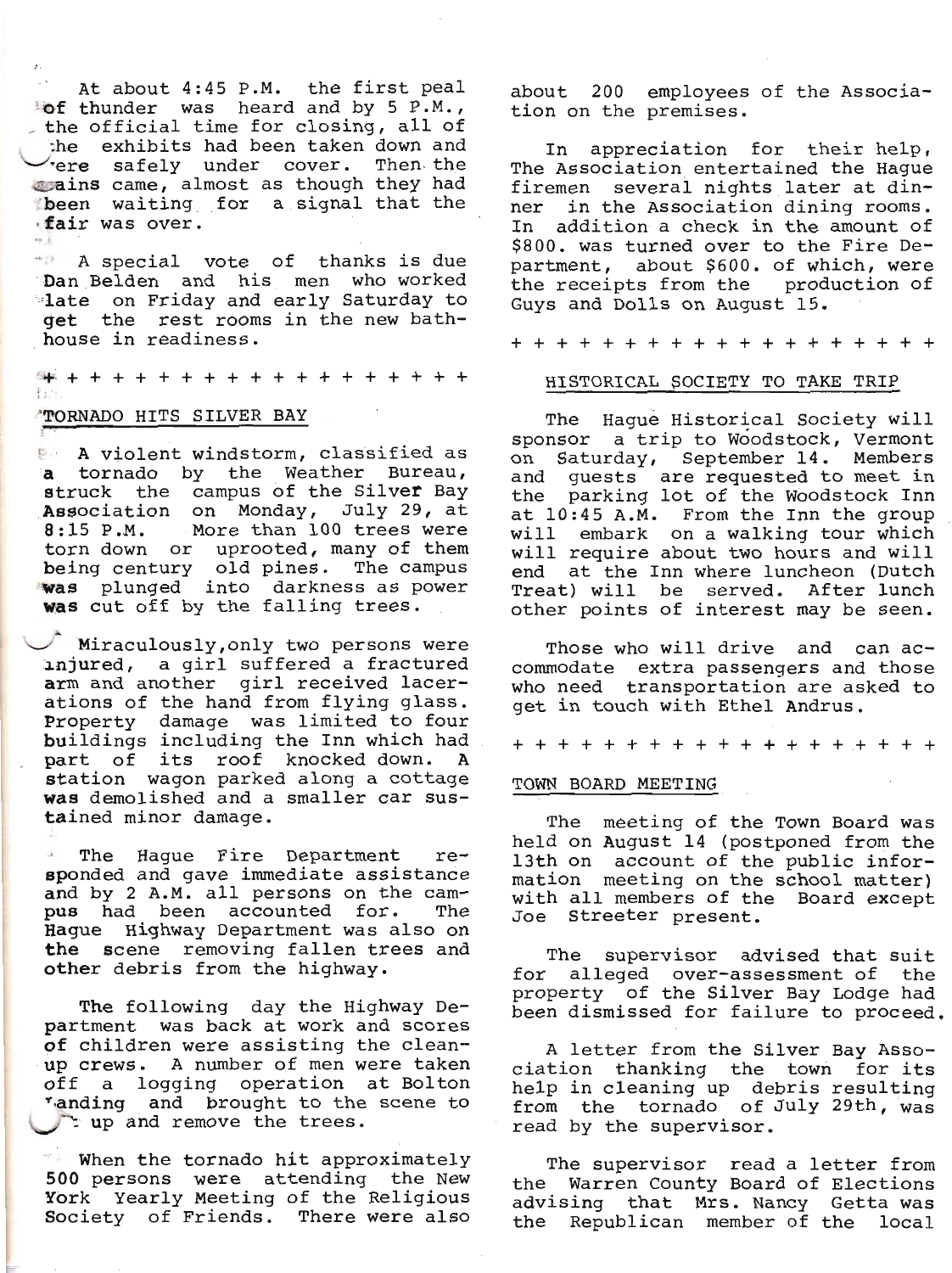At about 4:45 P.M. the first peal of thunder was heard and by 5 P.M., the official time for closing, all of the exhibits had been taken down and were safely under cover. Then the rains came, almost as though they had been waiting for a signal that the fair was over.

A special vote of thanks is due Dan Belden and his men who worked late on Friday and early Saturday to get the rest rooms in the new bathhouse in readiness.

\+ + + + + + + + + + + + + + + + + + + +

## TORNADO HITS SILVER BAY

A violent windstorm, classified as a tornado by the Weather Bureau, struck the campus of the Silver Bay Association on Monday, July 29, at 8:15 P.M. More than 100 trees were torn down or uprooted, many of them being century old pines. The campus was plunged into darkness as power was cut off by the falling trees.

Miraculously, only two persons were injured, a girl suffered a fractured arm and another girl received lacerations of the hand from flying glass. Property damage was limited to four buildings including the Inn which had part of its roof knocked down. A station wagon parked along a cottage was demolished and a smaller car sustained minor damage.

The Hague Fire Department responded and gave immediate assistance and by 2 A.M. all persons on the campus had been accounted for. The Hague Highway Department was also on the scene removing fallen trees and other debris from the highway.

The following day the Highway Department was back at work and scores of children were assisting the clean-up crews. A number of men were taken off a logging operation at Bolton Landing and brought to the scene to cut up and remove the trees.

When the tornado hit approximately 500 persons were attending the New York Yearly Meeting of the Religious Society of Friends. There were also about 200 employees of the Association on the premises.

In appreciation for their help, The Association entertained the Hague firemen several nights later at dinner in the Association dining rooms. In addition a check in the amount of $800. was turned over to the Fire Department, about $600. of which, were the receipts from the production of Guys and Dolls on August 15.

\+ + + + + + + + + + + + + + + + + + + +

## HISTORICAL SOCIETY TO TAKE TRIP

The Hague Historical Society will sponsor a trip to Woodstock, Vermont on Saturday, September 14. Members and guests are requested to meet in the parking lot of the Woodstock Inn at 10:45 A.M. From the Inn the group will embark on a walking tour which will require about two hours and will end at the Inn where luncheon (Dutch Treat) will be served. After lunch other points of interest may be seen.

Those who will drive and can accommodate extra passengers and those who need transportation are asked to get in touch with Ethel Andrus.

\+ + + + + + + + + + + + + + + + + + + +

## TOWN BOARD MEETING

The meeting of the Town Board was held on August 14 (postponed from the 13th on account of the public information meeting on the school matter) with all members of the Board except Joe Streeter present.

The supervisor advised that suit for alleged over-assessment of the property of the Silver Bay Lodge had been dismissed for failure to proceed.

A letter from the Silver Bay Association thanking the town for its help in cleaning up debris resulting from the tornado of July 29th, was read by the supervisor.

The supervisor read a letter from the Warren County Board of Elections advising that Mrs. Nancy Getta was the Republican member of the local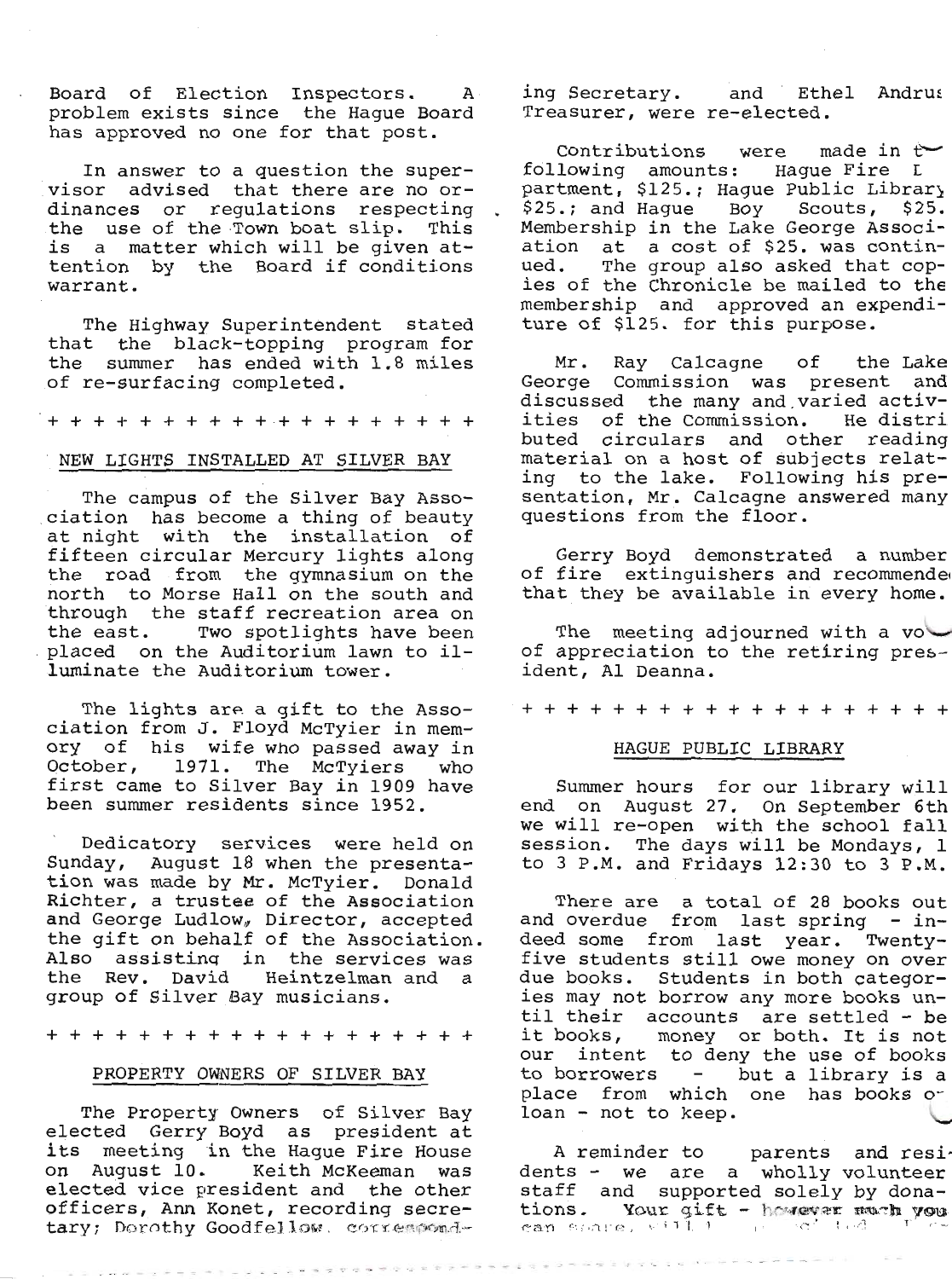Board of Election Inspectors. A problem exists since the Hague Board has approved no one for that post.

In answer to a question the supervisor advised that there are no ordinances or regulations respecting the use of the Town boat slip. This is a matter which will be given attention by the Board if conditions warrant.

The Highway Superintendent stated that the black-topping program for the summer has ended with 1.8 miles of re-surfacing completed.

+ + + + + + + + + + + + + + + + + + +

## NEW LIGHTS INSTALLED AT SILVER BAY

The campus of the Silver Bay Association has become a thing of beauty at night with the installation of fifteen circular Mercury lights along the road from the gymnasium on the north to Morse Hall on the south and through the staff recreation area on the east. Two spotlights have been placed on the Auditorium lawn to illuminate the Auditorium tower.

The lights are a gift to the Association from J. Floyd McTyier in memory of his wife who passed away in October, 1971. The McTyiers who first came to Silver Bay in 1909 have been summer residents since 1952.

Dedicatory services were held on Sunday, August 18 when the presentation was made by Mr. McTyier. Donald Richter, a trustee of the Association and George Ludlow, Director, accepted the gift on behalf of the Association. Also assisting in the services was the Rev. David Heintzelman and a group of Silver Bay musicians.

+ + + + + + + + + + + + + + + + + + +

## PROPERTY OWNERS OF SILVER BAY

The Property Owners of Silver Bay elected Gerry Boyd as president at its meeting in the Hague Fire House on August 10. Keith McKeeman was elected vice president and the other officers, Ann Konet, recording secretary; Dorothy Goodfellow, corresponding Secretary. and Ethel Andrus Treasurer, were re-elected.

Contributions were made in the following amounts: Hague Fire Department, $125.; Hague Public Library $25.; and Hague Boy Scouts, $25. Membership in the Lake George Association at a cost of $25. was continued. The group also asked that copies of the Chronicle be mailed to the membership and approved an expenditure of $125. for this purpose.

Mr. Ray Calcagne of the Lake George Commission was present and discussed the many and varied activities of the Commission. He distributed circulars and other reading material on a host of subjects relating to the lake. Following his presentation, Mr. Calcagne answered many questions from the floor.

Gerry Boyd demonstrated a number of fire extinguishers and recommended that they be available in every home.

The meeting adjourned with a vote of appreciation to the retiring president, Al Deanna.

+ + + + + + + + + + + + + + + + + + +

## HAGUE PUBLIC LIBRARY

Summer hours for our library will end on August 27. On September 6th we will re-open with the school fall session. The days will be Mondays, 1 to 3 P.M. and Fridays 12:30 to 3 P.M.

There are a total of 28 books out and overdue from last spring - indeed some from last year. Twenty-five students still owe money on overdue books. Students in both categories may not borrow any more books until their accounts are settled - be it books, money or both. It is not our intent to deny the use of books to borrowers - but a library is a place from which one has books on loan - not to keep.

A reminder to parents and residents - we are a wholly volunteer staff and supported solely by donations. Your gift - however much you can spare, will ...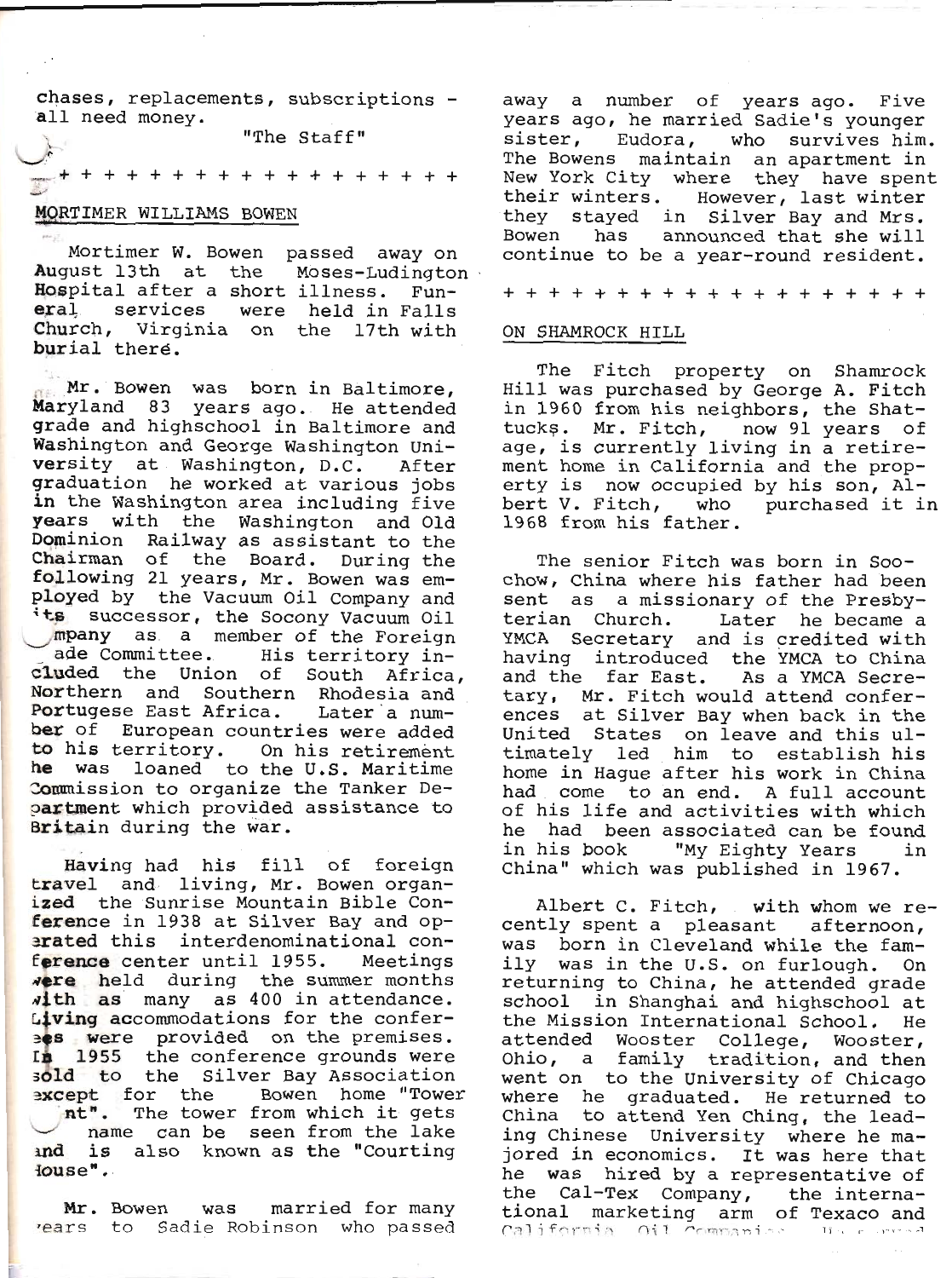chases, replacements, subscriptions - all need money.

"The Staff"

+ + + + + + + + + + + + + + + + + + +

## MORTIMER WILLIAMS BOWEN

Mortimer W. Bowen passed away on August 13th at the Moses-Ludington Hospital after a short illness. Funeral services were held in Falls Church, Virginia on the 17th with burial there.

Mr. Bowen was born in Baltimore, Maryland 83 years ago. He attended grade and highschool in Baltimore and Washington and George Washington University at Washington, D.C. After graduation he worked at various jobs in the Washington area including five years with the Washington and Old Dominion Railway as assistant to the Chairman of the Board. During the following 21 years, Mr. Bowen was employed by the Vacuum Oil Company and its successor, the Socony Vacuum Oil Company as a member of the Foreign Trade Committee. His territory included the Union of South Africa, Northern and Southern Rhodesia and Portugese East Africa. Later a number of European countries were added to his territory. On his retirement he was loaned to the U.S. Maritime Commission to organize the Tanker Department which provided assistance to Britain during the war.

Having had his fill of foreign travel and living, Mr. Bowen organized the Sunrise Mountain Bible Conference in 1938 at Silver Bay and operated this interdenominational conference center until 1955. Meetings were held during the summer months with as many as 400 in attendance. Living accommodations for the conferees were provided on the premises. In 1955 the conference grounds were sold to the Silver Bay Association except for the Bowen home "Tower Point". The tower from which it gets its name can be seen from the lake and is also known as the "Courting House".

Mr. Bowen was married for many years to Sadie Robinson who passed away a number of years ago. Five years ago, he married Sadie's younger sister, Eudora, who survives him. The Bowens maintain an apartment in New York City where they have spent their winters. However, last winter they stayed in Silver Bay and Mrs. Bowen has announced that she will continue to be a year-round resident.

+ + + + + + + + + + + + + + + + + + +

## ON SHAMROCK HILL

The Fitch property on Shamrock Hill was purchased by George A. Fitch in 1960 from his neighbors, the Shattucks. Mr. Fitch, now 91 years of age, is currently living in a retirement home in California and the property is now occupied by his son, Albert V. Fitch, who purchased it in 1968 from his father.

The senior Fitch was born in Soochow, China where his father had been sent as a missionary of the Presbyterian Church. Later he became a YMCA Secretary and is credited with having introduced the YMCA to China and the far East. As a YMCA Secretary, Mr. Fitch would attend conferences at Silver Bay when back in the United States on leave and this ultimately led him to establish his home in Hague after his work in China had come to an end. A full account of his life and activities with which he had been associated can be found in his book "My Eighty Years in China" which was published in 1967.

Albert C. Fitch, with whom we recently spent a pleasant afternoon, was born in Cleveland while the family was in the U.S. on furlough. On returning to China, he attended grade school in Shanghai and highschool at the Mission International School. He attended Wooster College, Wooster, Ohio, a family tradition, and then went on to the University of Chicago where he graduated. He returned to China to attend Yen Ching, the leading Chinese University where he majored in economics. It was here that he was hired by a representative of the Cal-Tex Company, the international marketing arm of Texaco and California Oil Companies.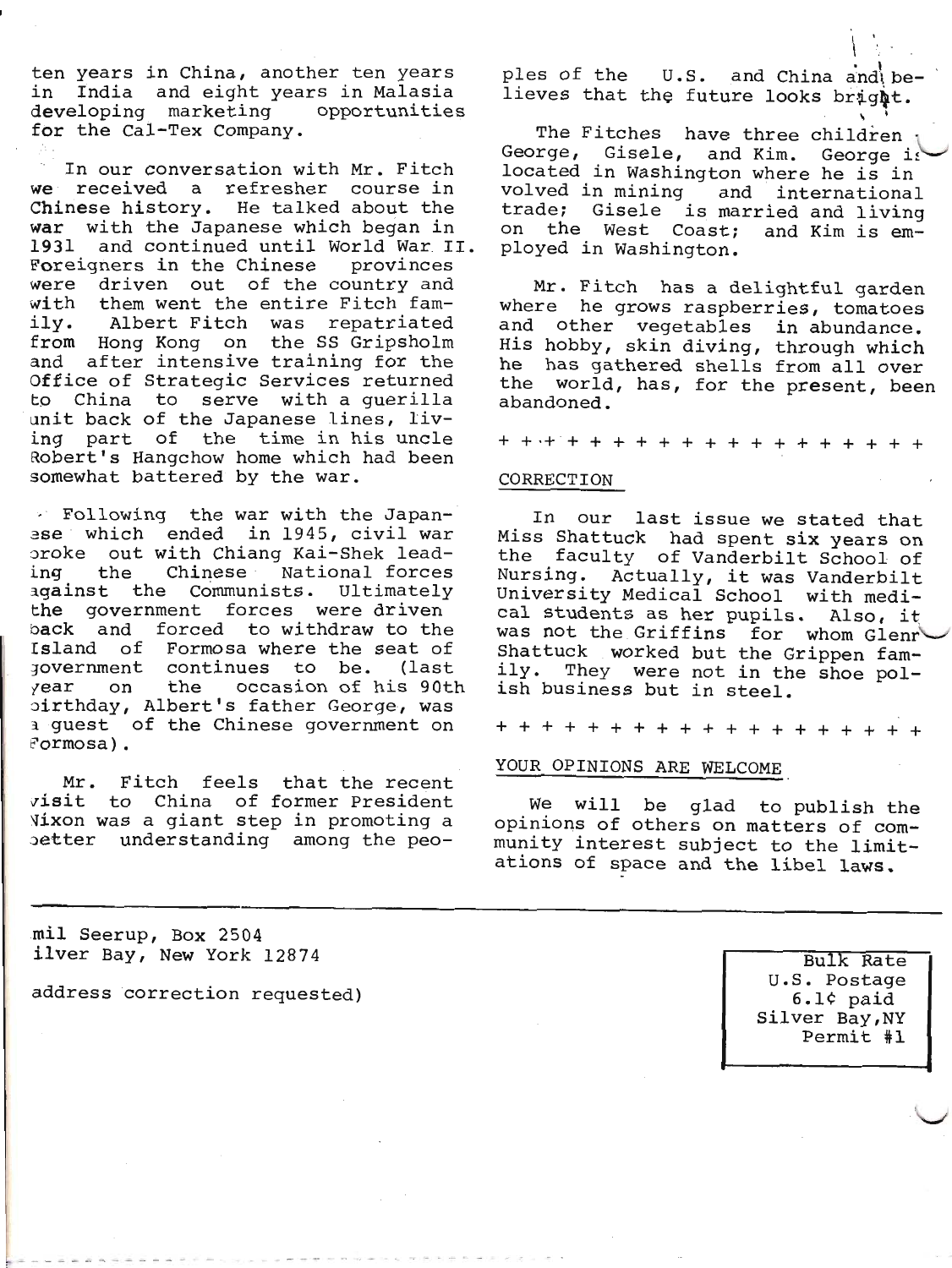ten years in China, another ten years in India and eight years in Malasia developing marketing opportunities for the Cal-Tex Company.

In our conversation with Mr. Fitch we received a refresher course in Chinese history. He talked about the war with the Japanese which began in 1931 and continued until World War II. Foreigners in the Chinese provinces were driven out of the country and with them went the entire Fitch family. Albert Fitch was repatriated from Hong Kong on the SS Gripsholm and after intensive training for the Office of Strategic Services returned to China to serve with a guerilla unit back of the Japanese lines, living part of the time in his uncle Robert's Hangchow home which had been somewhat battered by the war.

Following the war with the Japanese which ended in 1945, civil war broke out with Chiang Kai-Shek leading the Chinese National forces against the Communists. Ultimately the government forces were driven back and forced to withdraw to the Island of Formosa where the seat of government continues to be. (last year on the occasion of his 90th birthday, Albert's father George, was a guest of the Chinese government on Formosa).

Mr. Fitch feels that the recent visit to China of former President Nixon was a giant step in promoting a better understanding among the peoples of the U.S. and China and believes that the future looks bright.

The Fitches have three children - George, Gisele, and Kim. George is located in Washington where he is involved in mining and international trade; Gisele is married and living on the West Coast; and Kim is employed in Washington.

Mr. Fitch has a delightful garden where he grows raspberries, tomatoes and other vegetables in abundance. His hobby, skin diving, through which he has gathered shells from all over the world, has, for the present, been abandoned.

+ + + + + + + + + + + + + + + + + + +

## CORRECTION

In our last issue we stated that Miss Shattuck had spent six years on the faculty of Vanderbilt School of Nursing. Actually, it was Vanderbilt University Medical School with medical students as her pupils. Also, it was not the Griffins for whom Glenn Shattuck worked but the Grippen family. They were not in the shoe polish business but in steel.

+ + + + + + + + + + + + + + + + + + +

## YOUR OPINIONS ARE WELCOME

We will be glad to publish the opinions of others on matters of community interest subject to the limitations of space and the libel laws.

mil Seerup, Box 2504
ilver Bay, New York 12874

address correction requested)

Bulk Rate
U.S. Postage
6.1¢ paid
Silver Bay,NY
Permit #1